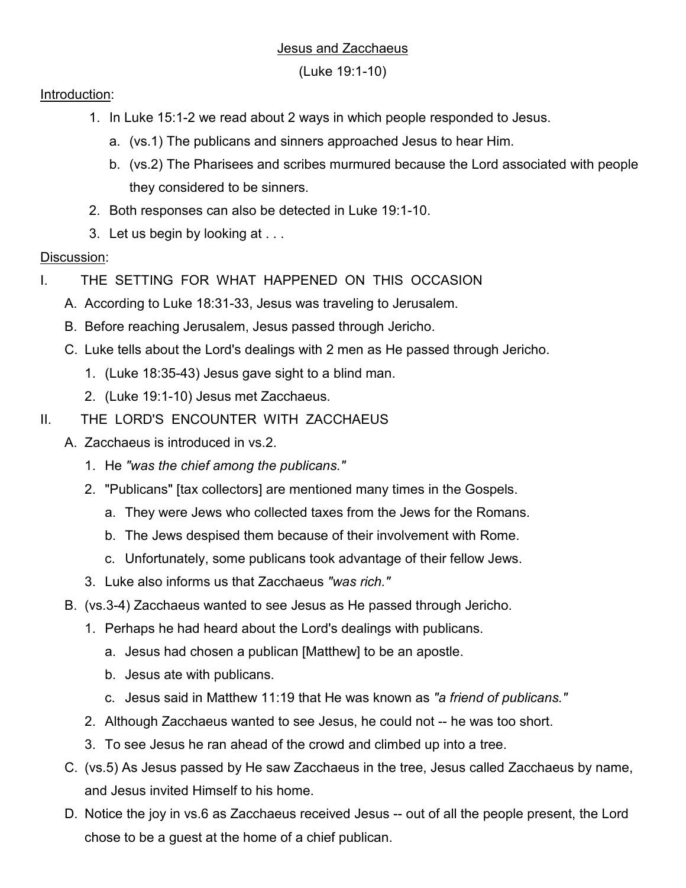# Jesus and Zacchaeus

(Luke 19:1-10)

Introduction:

1. In Luke 15:1-2 we read about 2 ways in which people responded to Jesus.
   a. (vs.1) The publicans and sinners approached Jesus to hear Him.
   b. (vs.2) The Pharisees and scribes murmured because the Lord associated with people they considered to be sinners.
2. Both responses can also be detected in Luke 19:1-10.
3. Let us begin by looking at . . .

Discussion:

I. THE SETTING FOR WHAT HAPPENED ON THIS OCCASION
   A. According to Luke 18:31-33, Jesus was traveling to Jerusalem.
   B. Before reaching Jerusalem, Jesus passed through Jericho.
   C. Luke tells about the Lord's dealings with 2 men as He passed through Jericho.
      1. (Luke 18:35-43) Jesus gave sight to a blind man.
      2. (Luke 19:1-10) Jesus met Zacchaeus.

II. THE LORD'S ENCOUNTER WITH ZACCHAEUS
   A. Zacchaeus is introduced in vs.2.
      1. He *"was the chief among the publicans."*
      2. "Publicans" [tax collectors] are mentioned many times in the Gospels.
         a. They were Jews who collected taxes from the Jews for the Romans.
         b. The Jews despised them because of their involvement with Rome.
         c. Unfortunately, some publicans took advantage of their fellow Jews.
      3. Luke also informs us that Zacchaeus *"was rich."*
   B. (vs.3-4) Zacchaeus wanted to see Jesus as He passed through Jericho.
      1. Perhaps he had heard about the Lord's dealings with publicans.
         a. Jesus had chosen a publican [Matthew] to be an apostle.
         b. Jesus ate with publicans.
         c. Jesus said in Matthew 11:19 that He was known as *"a friend of publicans."*
      2. Although Zacchaeus wanted to see Jesus, he could not -- he was too short.
      3. To see Jesus he ran ahead of the crowd and climbed up into a tree.
   C. (vs.5) As Jesus passed by He saw Zacchaeus in the tree, Jesus called Zacchaeus by name, and Jesus invited Himself to his home.
   D. Notice the joy in vs.6 as Zacchaeus received Jesus -- out of all the people present, the Lord chose to be a guest at the home of a chief publican.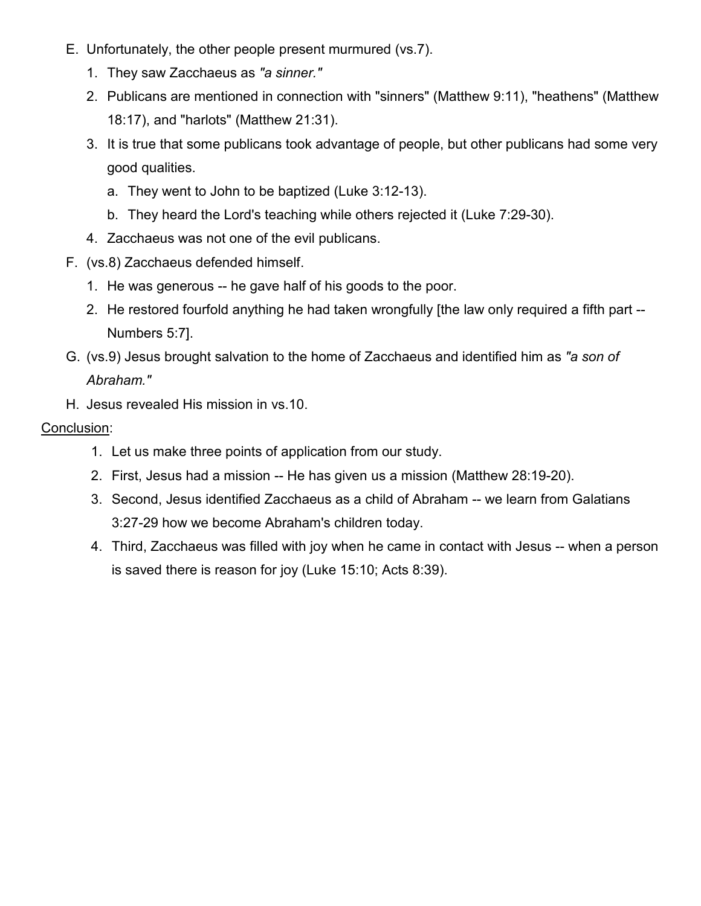E. Unfortunately, the other people present murmured (vs.7).

   1. They saw Zacchaeus as *"a sinner."*
   2. Publicans are mentioned in connection with "sinners" (Matthew 9:11), "heathens" (Matthew 18:17), and "harlots" (Matthew 21:31).
   3. It is true that some publicans took advantage of people, but other publicans had some very good qualities.
      a. They went to John to be baptized (Luke 3:12-13).
      b. They heard the Lord's teaching while others rejected it (Luke 7:29-30).
   4. Zacchaeus was not one of the evil publicans.

F. (vs.8) Zacchaeus defended himself.

   1. He was generous -- he gave half of his goods to the poor.
   2. He restored fourfold anything he had taken wrongfully [the law only required a fifth part -- Numbers 5:7].

G. (vs.9) Jesus brought salvation to the home of Zacchaeus and identified him as *"a son of Abraham."*

H. Jesus revealed His mission in vs.10.

<u>Conclusion</u>:

1. Let us make three points of application from our study.
2. First, Jesus had a mission -- He has given us a mission (Matthew 28:19-20).
3. Second, Jesus identified Zacchaeus as a child of Abraham -- we learn from Galatians 3:27-29 how we become Abraham's children today.
4. Third, Zacchaeus was filled with joy when he came in contact with Jesus -- when a person is saved there is reason for joy (Luke 15:10; Acts 8:39).